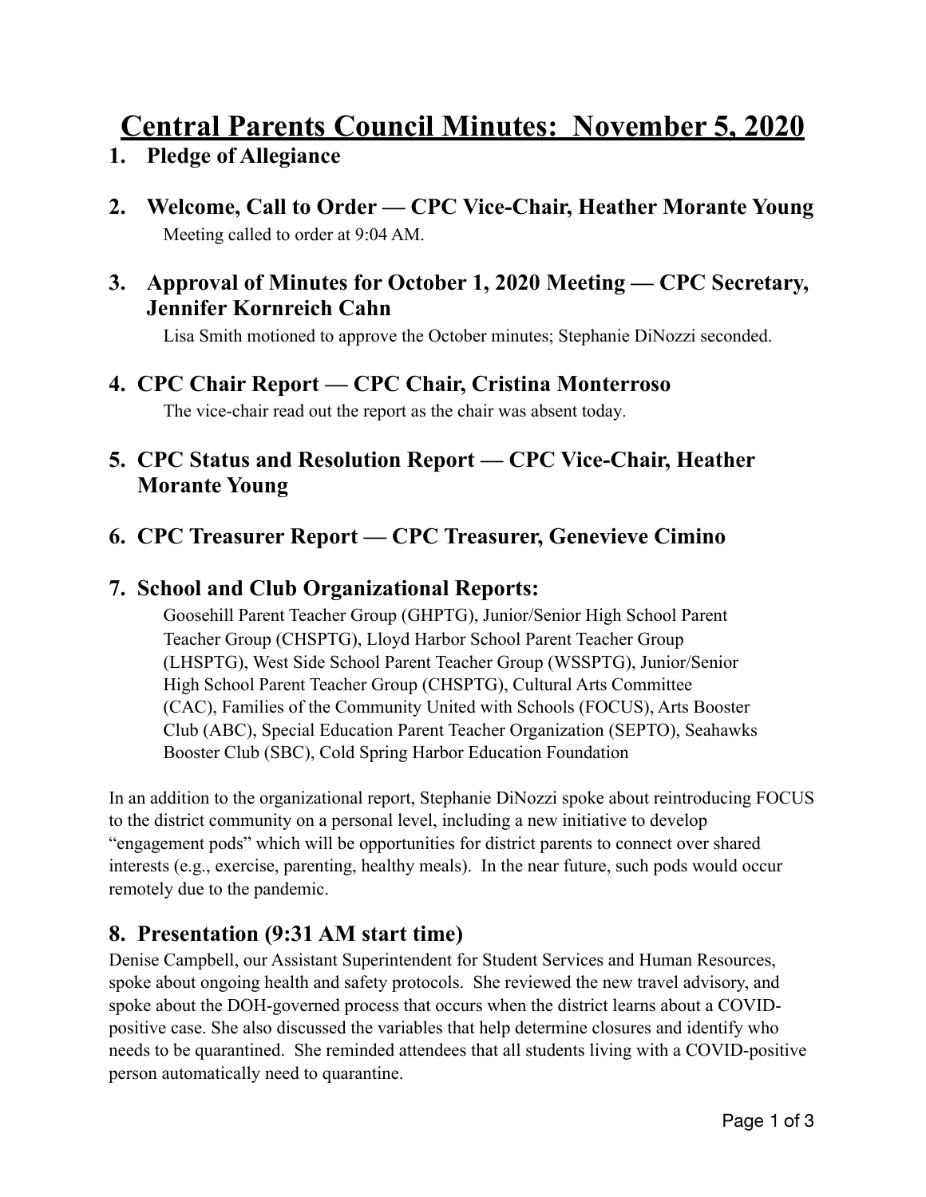# Central Parents Council Minutes: November 5, 2020

## 1. Pledge of Allegiance

## 2. Welcome, Call to Order — CPC Vice-Chair, Heather Morante Young

Meeting called to order at 9:04 AM.

## 3. Approval of Minutes for October 1, 2020 Meeting — CPC Secretary, Jennifer Kornreich Cahn

Lisa Smith motioned to approve the October minutes; Stephanie DiNozzi seconded.

## 4. CPC Chair Report — CPC Chair, Cristina Monterroso

The vice-chair read out the report as the chair was absent today.

## 5. CPC Status and Resolution Report — CPC Vice-Chair, Heather Morante Young

## 6. CPC Treasurer Report — CPC Treasurer, Genevieve Cimino

## 7. School and Club Organizational Reports:

Goosehill Parent Teacher Group (GHPTG), Junior/Senior High School Parent Teacher Group (CHSPTG), Lloyd Harbor School Parent Teacher Group (LHSPTG), West Side School Parent Teacher Group (WSSPTG), Junior/Senior High School Parent Teacher Group (CHSPTG), Cultural Arts Committee (CAC), Families of the Community United with Schools (FOCUS), Arts Booster Club (ABC), Special Education Parent Teacher Organization (SEPTO), Seahawks Booster Club (SBC), Cold Spring Harbor Education Foundation

In an addition to the organizational report, Stephanie DiNozzi spoke about reintroducing FOCUS to the district community on a personal level, including a new initiative to develop "engagement pods" which will be opportunities for district parents to connect over shared interests (e.g., exercise, parenting, healthy meals). In the near future, such pods would occur remotely due to the pandemic.

## 8. Presentation (9:31 AM start time)

Denise Campbell, our Assistant Superintendent for Student Services and Human Resources, spoke about ongoing health and safety protocols. She reviewed the new travel advisory, and spoke about the DOH-governed process that occurs when the district learns about a COVID-positive case. She also discussed the variables that help determine closures and identify who needs to be quarantined. She reminded attendees that all students living with a COVID-positive person automatically need to quarantine.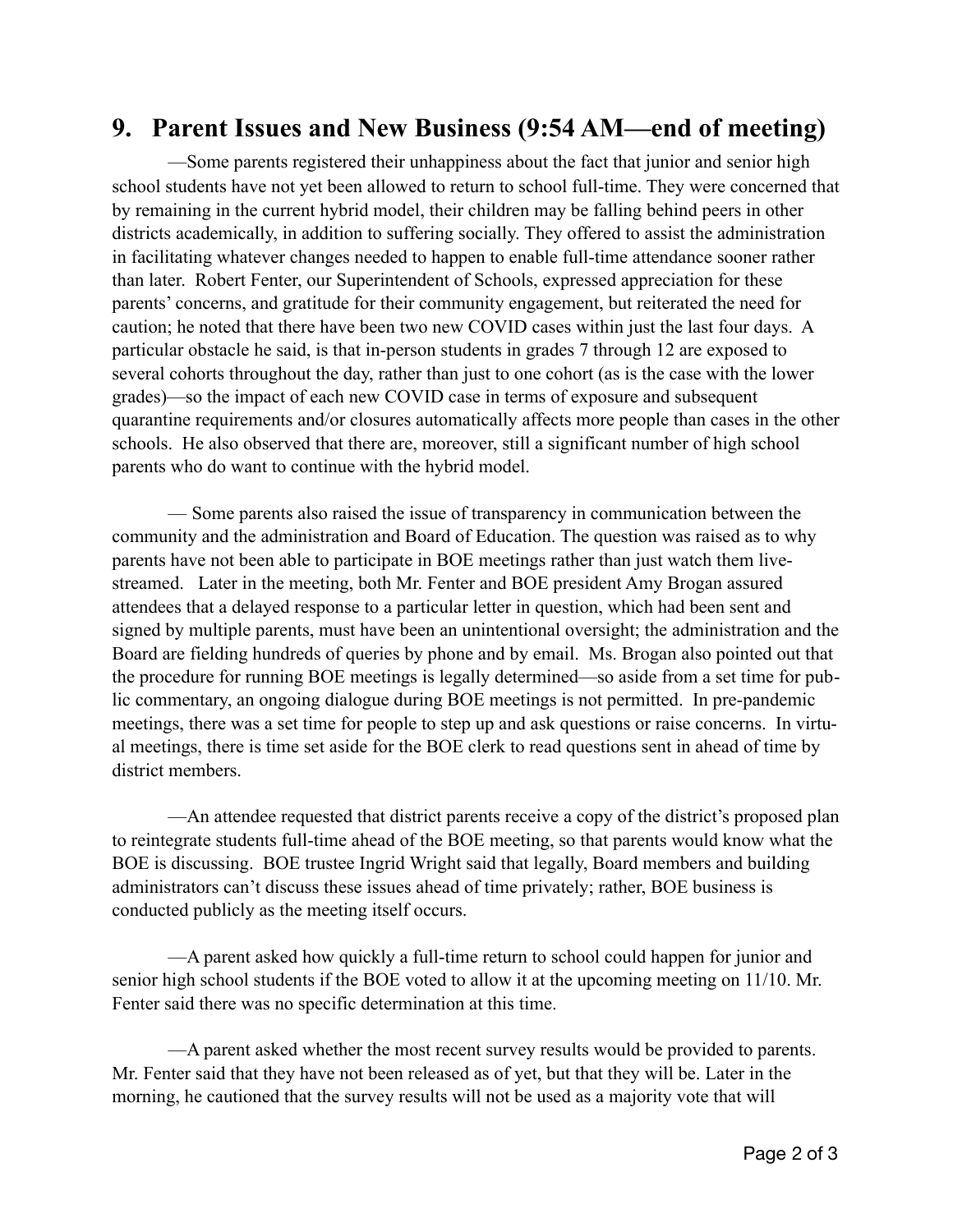## 9. Parent Issues and New Business (9:54 AM—end of meeting)

—Some parents registered their unhappiness about the fact that junior and senior high school students have not yet been allowed to return to school full-time. They were concerned that by remaining in the current hybrid model, their children may be falling behind peers in other districts academically, in addition to suffering socially. They offered to assist the administration in facilitating whatever changes needed to happen to enable full-time attendance sooner rather than later. Robert Fenter, our Superintendent of Schools, expressed appreciation for these parents' concerns, and gratitude for their community engagement, but reiterated the need for caution; he noted that there have been two new COVID cases within just the last four days. A particular obstacle he said, is that in-person students in grades 7 through 12 are exposed to several cohorts throughout the day, rather than just to one cohort (as is the case with the lower grades)—so the impact of each new COVID case in terms of exposure and subsequent quarantine requirements and/or closures automatically affects more people than cases in the other schools. He also observed that there are, moreover, still a significant number of high school parents who do want to continue with the hybrid model.

— Some parents also raised the issue of transparency in communication between the community and the administration and Board of Education. The question was raised as to why parents have not been able to participate in BOE meetings rather than just watch them live-streamed. Later in the meeting, both Mr. Fenter and BOE president Amy Brogan assured attendees that a delayed response to a particular letter in question, which had been sent and signed by multiple parents, must have been an unintentional oversight; the administration and the Board are fielding hundreds of queries by phone and by email. Ms. Brogan also pointed out that the procedure for running BOE meetings is legally determined—so aside from a set time for public commentary, an ongoing dialogue during BOE meetings is not permitted. In pre-pandemic meetings, there was a set time for people to step up and ask questions or raise concerns. In virtual meetings, there is time set aside for the BOE clerk to read questions sent in ahead of time by district members.

—An attendee requested that district parents receive a copy of the district's proposed plan to reintegrate students full-time ahead of the BOE meeting, so that parents would know what the BOE is discussing. BOE trustee Ingrid Wright said that legally, Board members and building administrators can't discuss these issues ahead of time privately; rather, BOE business is conducted publicly as the meeting itself occurs.

—A parent asked how quickly a full-time return to school could happen for junior and senior high school students if the BOE voted to allow it at the upcoming meeting on 11/10. Mr. Fenter said there was no specific determination at this time.

—A parent asked whether the most recent survey results would be provided to parents. Mr. Fenter said that they have not been released as of yet, but that they will be. Later in the morning, he cautioned that the survey results will not be used as a majority vote that will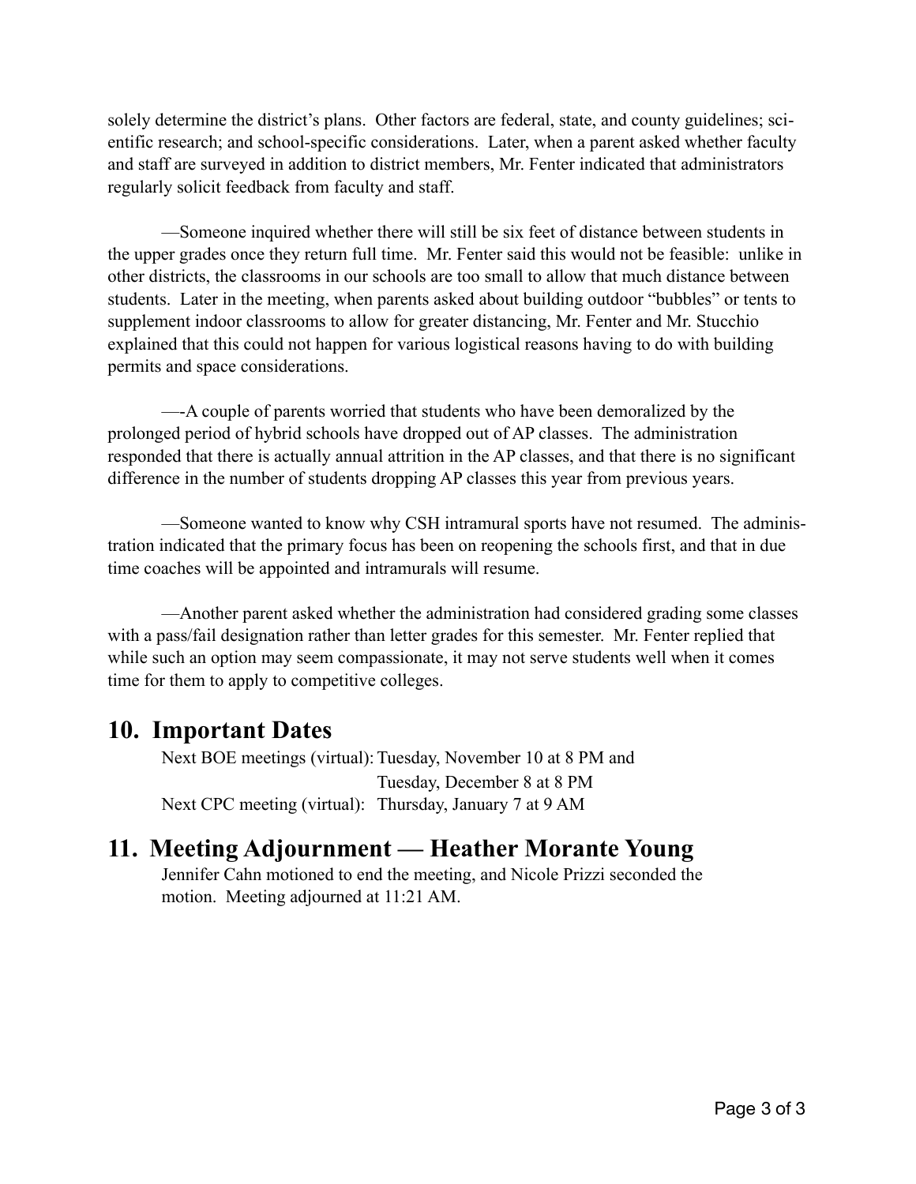solely determine the district's plans. Other factors are federal, state, and county guidelines; scientific research; and school-specific considerations. Later, when a parent asked whether faculty and staff are surveyed in addition to district members, Mr. Fenter indicated that administrators regularly solicit feedback from faculty and staff.

—Someone inquired whether there will still be six feet of distance between students in the upper grades once they return full time. Mr. Fenter said this would not be feasible: unlike in other districts, the classrooms in our schools are too small to allow that much distance between students. Later in the meeting, when parents asked about building outdoor "bubbles" or tents to supplement indoor classrooms to allow for greater distancing, Mr. Fenter and Mr. Stucchio explained that this could not happen for various logistical reasons having to do with building permits and space considerations.

—-A couple of parents worried that students who have been demoralized by the prolonged period of hybrid schools have dropped out of AP classes. The administration responded that there is actually annual attrition in the AP classes, and that there is no significant difference in the number of students dropping AP classes this year from previous years.

—Someone wanted to know why CSH intramural sports have not resumed. The administration indicated that the primary focus has been on reopening the schools first, and that in due time coaches will be appointed and intramurals will resume.

—Another parent asked whether the administration had considered grading some classes with a pass/fail designation rather than letter grades for this semester. Mr. Fenter replied that while such an option may seem compassionate, it may not serve students well when it comes time for them to apply to competitive colleges.

## 10. Important Dates

Next BOE meetings (virtual): Tuesday, November 10 at 8 PM and
Tuesday, December 8 at 8 PM

Next CPC meeting (virtual): Thursday, January 7 at 9 AM

## 11. Meeting Adjournment — Heather Morante Young

Jennifer Cahn motioned to end the meeting, and Nicole Prizzi seconded the motion. Meeting adjourned at 11:21 AM.